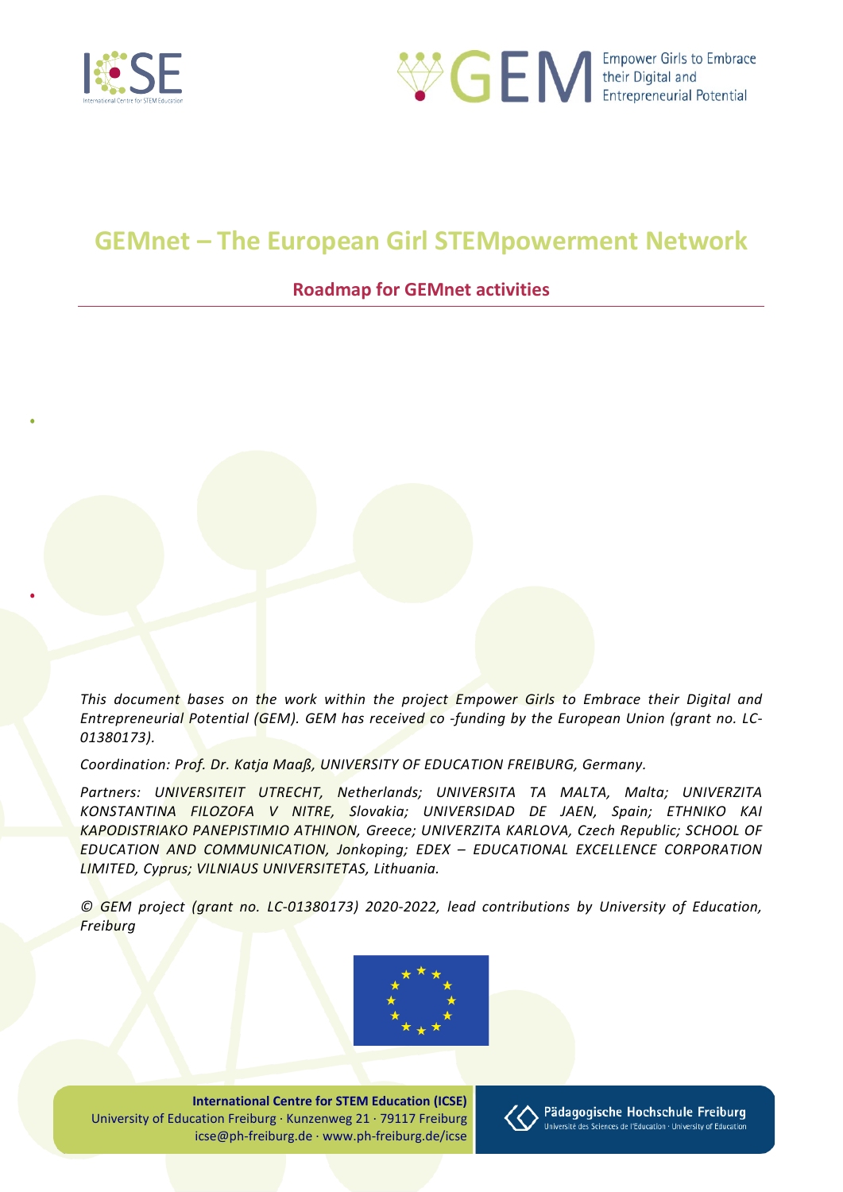# GEMnet – The European Girl STEMpowerment Network

## Roadmap for GEMnet activities

*This document bases on the work within the project Empower Girls to Embrace their Digital and Entrepreneurial Potential (GEM). GEM has received co -funding by the European Union (grant no. LC-01380173).*

*Coordination: Prof. Dr. Katja Maaß, UNIVERSITY OF EDUCATION FREIBURG, Germany.*

*Partners: UNIVERSITEIT UTRECHT, Netherlands; UNIVERSITA TA MALTA, Malta; UNIVERZITA KONSTANTINA FILOZOFA V NITRE, Slovakia; UNIVERSIDAD DE JAEN, Spain; ETHNIKO KAI KAPODISTRIAKO PANEPISTIMIO ATHINON, Greece; UNIVERZITA KARLOVA, Czech Republic; SCHOOL OF EDUCATION AND COMMUNICATION, Jonkoping; EDEX – EDUCATIONAL EXCELLENCE CORPORATION LIMITED, Cyprus; VILNIAUS UNIVERSITETAS, Lithuania.*

*© GEM project (grant no. LC-01380173) 2020-2022, lead contributions by University of Education, Freiburg*

**International Centre for STEM Education (ICSE)**
University of Education Freiburg · Kunzenweg 21 · 79117 Freiburg
icse@ph-freiburg.de · www.ph-freiburg.de/icse

Pädagogische Hochschule Freiburg
Université des Sciences de l'Education · University of Education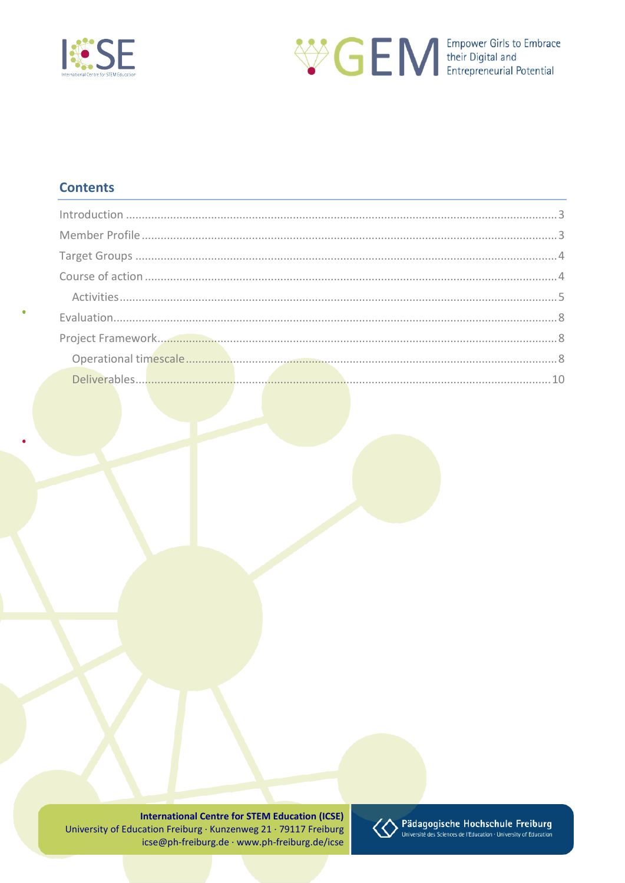## Contents

- Introduction ........ 3
- Member Profile ........ 3
- Target Groups ........ 4
- Course of action ........ 4
  - Activities ........ 5
- Evaluation ........ 8
- Project Framework ........ 8
  - Operational timescale ........ 8
  - Deliverables ........ 10

**International Centre for STEM Education (ICSE)**
University of Education Freiburg · Kunzenweg 21 · 79117 Freiburg
icse@ph-freiburg.de · www.ph-freiburg.de/icse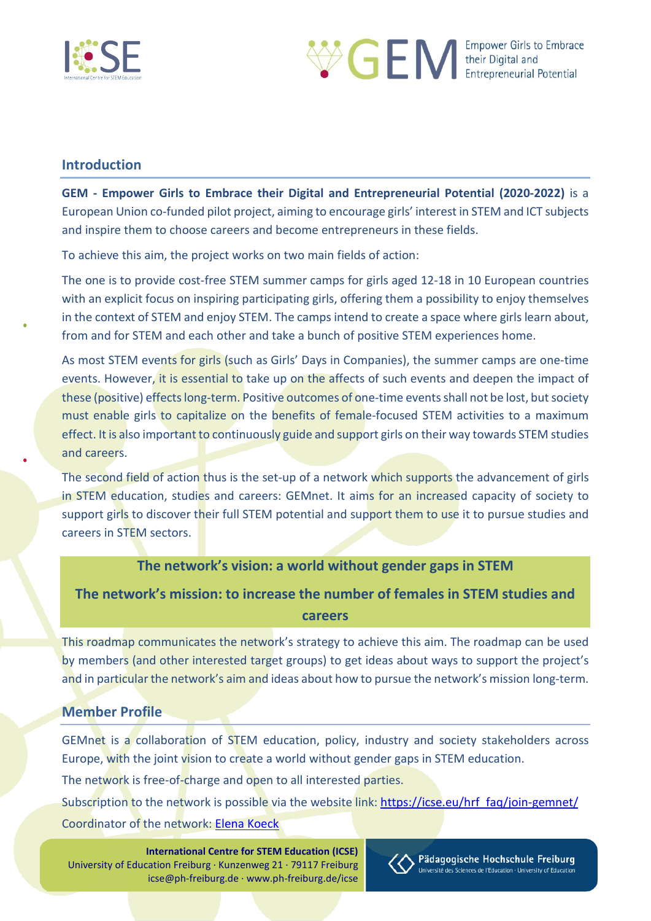## Introduction

**GEM - Empower Girls to Embrace their Digital and Entrepreneurial Potential (2020-2022)** is a European Union co-funded pilot project, aiming to encourage girls' interest in STEM and ICT subjects and inspire them to choose careers and become entrepreneurs in these fields.

To achieve this aim, the project works on two main fields of action:

The one is to provide cost-free STEM summer camps for girls aged 12-18 in 10 European countries with an explicit focus on inspiring participating girls, offering them a possibility to enjoy themselves in the context of STEM and enjoy STEM. The camps intend to create a space where girls learn about, from and for STEM and each other and take a bunch of positive STEM experiences home.

As most STEM events for girls (such as Girls' Days in Companies), the summer camps are one-time events. However, it is essential to take up on the affects of such events and deepen the impact of these (positive) effects long-term. Positive outcomes of one-time events shall not be lost, but society must enable girls to capitalize on the benefits of female-focused STEM activities to a maximum effect. It is also important to continuously guide and support girls on their way towards STEM studies and careers.

The second field of action thus is the set-up of a network which supports the advancement of girls in STEM education, studies and careers: GEMnet. It aims for an increased capacity of society to support girls to discover their full STEM potential and support them to use it to pursue studies and careers in STEM sectors.

**The network's vision: a world without gender gaps in STEM**

**The network's mission: to increase the number of females in STEM studies and careers**

This roadmap communicates the network's strategy to achieve this aim. The roadmap can be used by members (and other interested target groups) to get ideas about ways to support the project's and in particular the network's aim and ideas about how to pursue the network's mission long-term.

## Member Profile

GEMnet is a collaboration of STEM education, policy, industry and society stakeholders across Europe, with the joint vision to create a world without gender gaps in STEM education.

The network is free-of-charge and open to all interested parties.

Subscription to the network is possible via the website link: https://icse.eu/hrf_faq/join-gemnet/

Coordinator of the network: Elena Koeck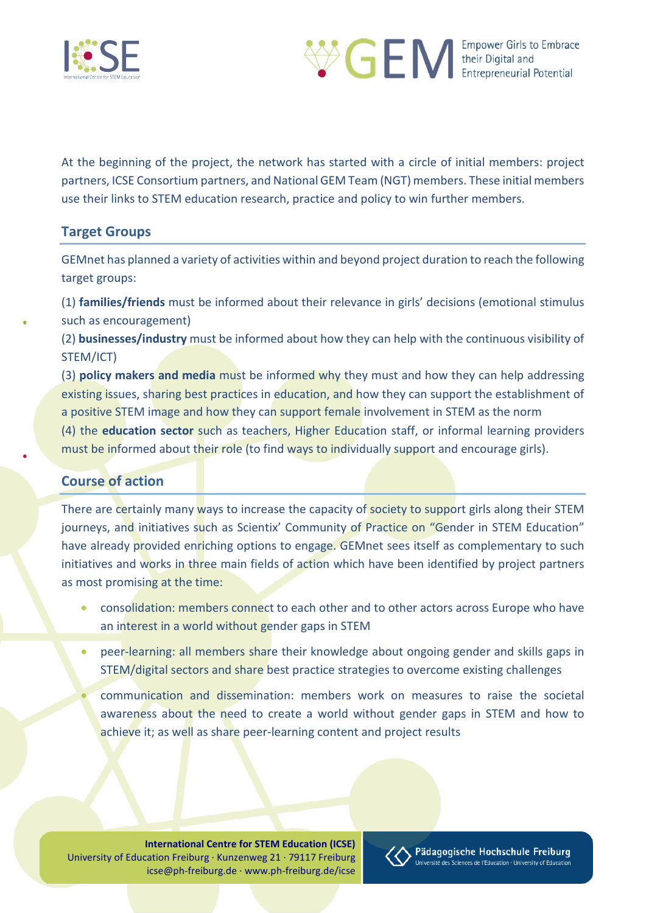At the beginning of the project, the network has started with a circle of initial members: project partners, ICSE Consortium partners, and National GEM Team (NGT) members. These initial members use their links to STEM education research, practice and policy to win further members.

## Target Groups

GEMnet has planned a variety of activities within and beyond project duration to reach the following target groups:

(1) **families/friends** must be informed about their relevance in girls' decisions (emotional stimulus such as encouragement)
(2) **businesses/industry** must be informed about how they can help with the continuous visibility of STEM/ICT)
(3) **policy makers and media** must be informed why they must and how they can help addressing existing issues, sharing best practices in education, and how they can support the establishment of a positive STEM image and how they can support female involvement in STEM as the norm
(4) the **education sector** such as teachers, Higher Education staff, or informal learning providers must be informed about their role (to find ways to individually support and encourage girls).

## Course of action

There are certainly many ways to increase the capacity of society to support girls along their STEM journeys, and initiatives such as Scientix' Community of Practice on "Gender in STEM Education" have already provided enriching options to engage. GEMnet sees itself as complementary to such initiatives and works in three main fields of action which have been identified by project partners as most promising at the time:

- consolidation: members connect to each other and to other actors across Europe who have an interest in a world without gender gaps in STEM
- peer-learning: all members share their knowledge about ongoing gender and skills gaps in STEM/digital sectors and share best practice strategies to overcome existing challenges
- communication and dissemination: members work on measures to raise the societal awareness about the need to create a world without gender gaps in STEM and how to achieve it; as well as share peer-learning content and project results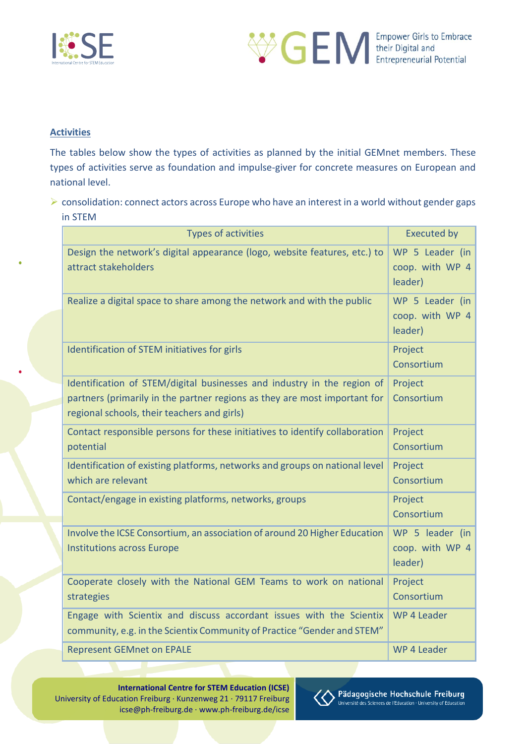**Activities**

The tables below show the types of activities as planned by the initial GEMnet members. These types of activities serve as foundation and impulse-giver for concrete measures on European and national level.

- consolidation: connect actors across Europe who have an interest in a world without gender gaps in STEM

| Types of activities | Executed by |
|---|---|
| Design the network's digital appearance (logo, website features, etc.) to attract stakeholders | WP 5 Leader (in coop. with WP 4 leader) |
| Realize a digital space to share among the network and with the public | WP 5 Leader (in coop. with WP 4 leader) |
| Identification of STEM initiatives for girls | Project Consortium |
| Identification of STEM/digital businesses and industry in the region of partners (primarily in the partner regions as they are most important for regional schools, their teachers and girls) | Project Consortium |
| Contact responsible persons for these initiatives to identify collaboration potential | Project Consortium |
| Identification of existing platforms, networks and groups on national level which are relevant | Project Consortium |
| Contact/engage in existing platforms, networks, groups | Project Consortium |
| Involve the ICSE Consortium, an association of around 20 Higher Education Institutions across Europe | WP 5 leader (in coop. with WP 4 leader) |
| Cooperate closely with the National GEM Teams to work on national strategies | Project Consortium |
| Engage with Scientix and discuss accordant issues with the Scientix community, e.g. in the Scientix Community of Practice "Gender and STEM" | WP 4 Leader |
| Represent GEMnet on EPALE | WP 4 Leader |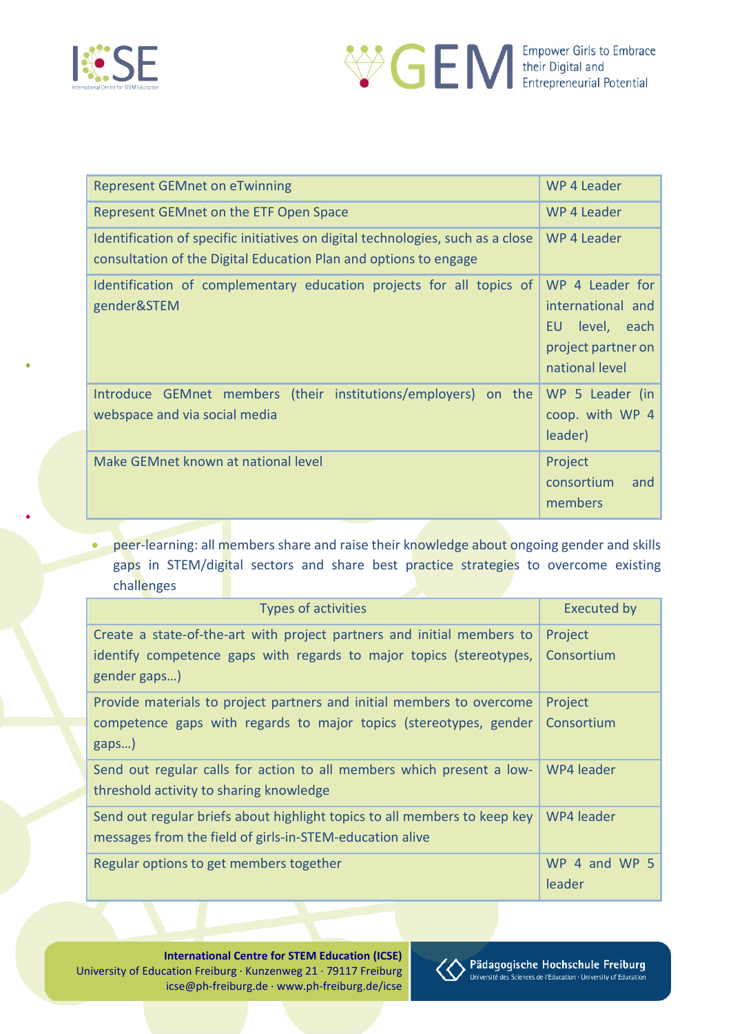| | |
|---|---|
| Represent GEMnet on eTwinning | WP 4 Leader |
| Represent GEMnet on the ETF Open Space | WP 4 Leader |
| Identification of specific initiatives on digital technologies, such as a close consultation of the Digital Education Plan and options to engage | WP 4 Leader |
| Identification of complementary education projects for all topics of gender&STEM | WP 4 Leader for international and EU level, each project partner on national level |
| Introduce GEMnet members (their institutions/employers) on the webspace and via social media | WP 5 Leader (in coop. with WP 4 leader) |
| Make GEMnet known at national level | Project consortium and members |

- peer-learning: all members share and raise their knowledge about ongoing gender and skills gaps in STEM/digital sectors and share best practice strategies to overcome existing challenges

| Types of activities | Executed by |
|---|---|
| Create a state-of-the-art with project partners and initial members to identify competence gaps with regards to major topics (stereotypes, gender gaps…) | Project Consortium |
| Provide materials to project partners and initial members to overcome competence gaps with regards to major topics (stereotypes, gender gaps…) | Project Consortium |
| Send out regular calls for action to all members which present a low-threshold activity to sharing knowledge | WP4 leader |
| Send out regular briefs about highlight topics to all members to keep key messages from the field of girls-in-STEM-education alive | WP4 leader |
| Regular options to get members together | WP 4 and WP 5 leader |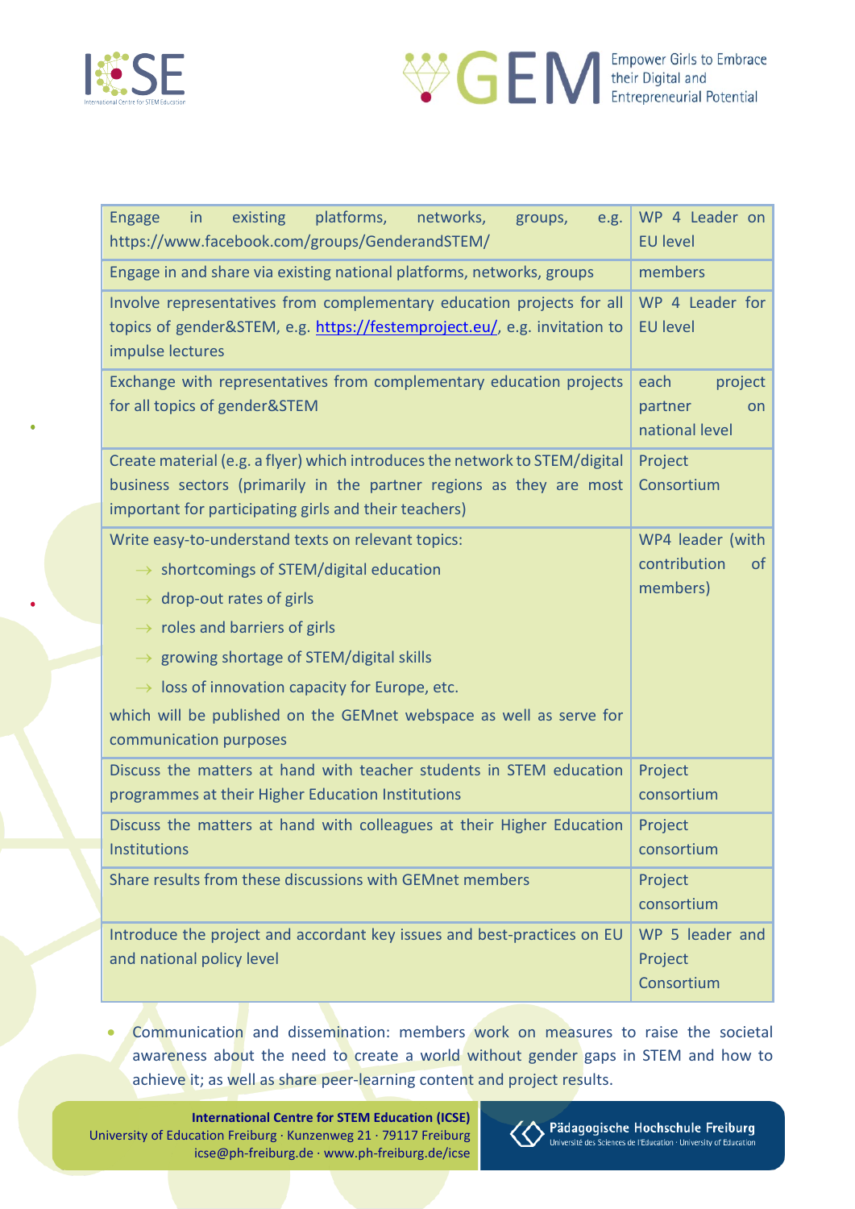| | |
|---|---|
| Engage in existing platforms, networks, groups, e.g. https://www.facebook.com/groups/GenderandSTEM/ | WP 4 Leader on EU level |
| Engage in and share via existing national platforms, networks, groups | members |
| Involve representatives from complementary education projects for all topics of gender&STEM, e.g. [https://festemproject.eu/](https://festemproject.eu/), e.g. invitation to impulse lectures | WP 4 Leader for EU level |
| Exchange with representatives from complementary education projects for all topics of gender&STEM | each project partner on national level |
| Create material (e.g. a flyer) which introduces the network to STEM/digital business sectors (primarily in the partner regions as they are most important for participating girls and their teachers) | Project Consortium |
| Write easy-to-understand texts on relevant topics:<br>→ shortcomings of STEM/digital education<br>→ drop-out rates of girls<br>→ roles and barriers of girls<br>→ growing shortage of STEM/digital skills<br>→ loss of innovation capacity for Europe, etc.<br>which will be published on the GEMnet webspace as well as serve for communication purposes | WP4 leader (with contribution of members) |
| Discuss the matters at hand with teacher students in STEM education programmes at their Higher Education Institutions | Project consortium |
| Discuss the matters at hand with colleagues at their Higher Education Institutions | Project consortium |
| Share results from these discussions with GEMnet members | Project consortium |
| Introduce the project and accordant key issues and best-practices on EU and national policy level | WP 5 leader and Project Consortium |

- Communication and dissemination: members work on measures to raise the societal awareness about the need to create a world without gender gaps in STEM and how to achieve it; as well as share peer-learning content and project results.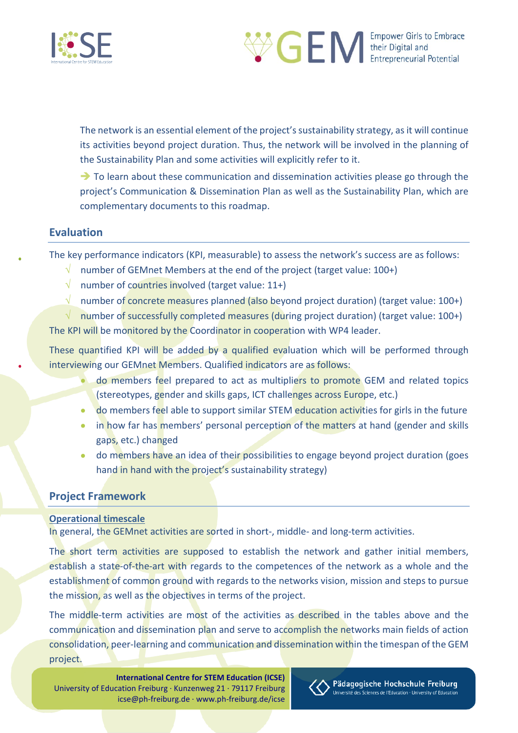The network is an essential element of the project's sustainability strategy, as it will continue its activities beyond project duration. Thus, the network will be involved in the planning of the Sustainability Plan and some activities will explicitly refer to it.

➔ To learn about these communication and dissemination activities please go through the project's Communication & Dissemination Plan as well as the Sustainability Plan, which are complementary documents to this roadmap.

## Evaluation

The key performance indicators (KPI, measurable) to assess the network's success are as follows:

- √ number of GEMnet Members at the end of the project (target value: 100+)
- √ number of countries involved (target value: 11+)
- √ number of concrete measures planned (also beyond project duration) (target value: 100+)
- √ number of successfully completed measures (during project duration) (target value: 100+)

The KPI will be monitored by the Coordinator in cooperation with WP4 leader.

These quantified KPI will be added by a qualified evaluation which will be performed through interviewing our GEMnet Members. Qualified indicators are as follows:

- do members feel prepared to act as multipliers to promote GEM and related topics (stereotypes, gender and skills gaps, ICT challenges across Europe, etc.)
- do members feel able to support similar STEM education activities for girls in the future
- in how far has members' personal perception of the matters at hand (gender and skills gaps, etc.) changed
- do members have an idea of their possibilities to engage beyond project duration (goes hand in hand with the project's sustainability strategy)

## Project Framework

**Operational timescale**

In general, the GEMnet activities are sorted in short-, middle- and long-term activities.

The short term activities are supposed to establish the network and gather initial members, establish a state-of-the-art with regards to the competences of the network as a whole and the establishment of common ground with regards to the networks vision, mission and steps to pursue the mission, as well as the objectives in terms of the project.

The middle-term activities are most of the activities as described in the tables above and the communication and dissemination plan and serve to accomplish the networks main fields of action consolidation, peer-learning and communication and dissemination within the timespan of the GEM project.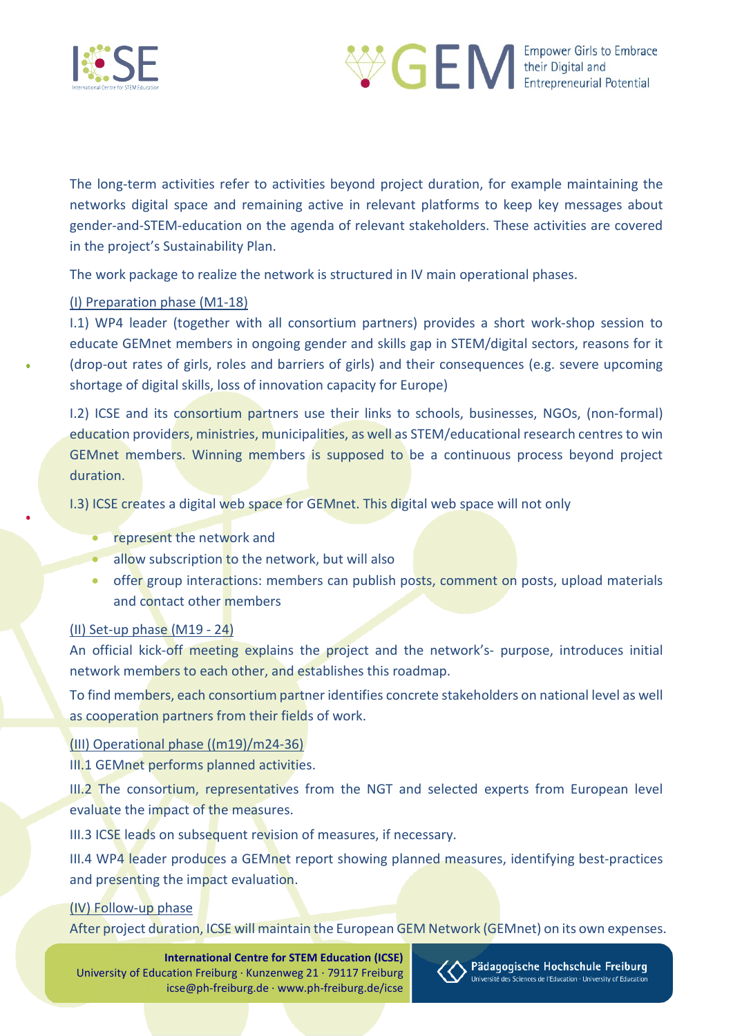The long-term activities refer to activities beyond project duration, for example maintaining the networks digital space and remaining active in relevant platforms to keep key messages about gender-and-STEM-education on the agenda of relevant stakeholders. These activities are covered in the project's Sustainability Plan.

The work package to realize the network is structured in IV main operational phases.

(I) Preparation phase (M1-18)

I.1) WP4 leader (together with all consortium partners) provides a short work-shop session to educate GEMnet members in ongoing gender and skills gap in STEM/digital sectors, reasons for it (drop-out rates of girls, roles and barriers of girls) and their consequences (e.g. severe upcoming shortage of digital skills, loss of innovation capacity for Europe)

I.2) ICSE and its consortium partners use their links to schools, businesses, NGOs, (non-formal) education providers, ministries, municipalities, as well as STEM/educational research centres to win GEMnet members. Winning members is supposed to be a continuous process beyond project duration.

I.3) ICSE creates a digital web space for GEMnet. This digital web space will not only

- represent the network and
- allow subscription to the network, but will also
- offer group interactions: members can publish posts, comment on posts, upload materials and contact other members

(II) Set-up phase (M19 - 24)

An official kick-off meeting explains the project and the network's- purpose, introduces initial network members to each other, and establishes this roadmap.

To find members, each consortium partner identifies concrete stakeholders on national level as well as cooperation partners from their fields of work.

(III) Operational phase ((m19)/m24-36)

III.1 GEMnet performs planned activities.

III.2 The consortium, representatives from the NGT and selected experts from European level evaluate the impact of the measures.

III.3 ICSE leads on subsequent revision of measures, if necessary.

III.4 WP4 leader produces a GEMnet report showing planned measures, identifying best-practices and presenting the impact evaluation.

(IV) Follow-up phase

After project duration, ICSE will maintain the European GEM Network (GEMnet) on its own expenses.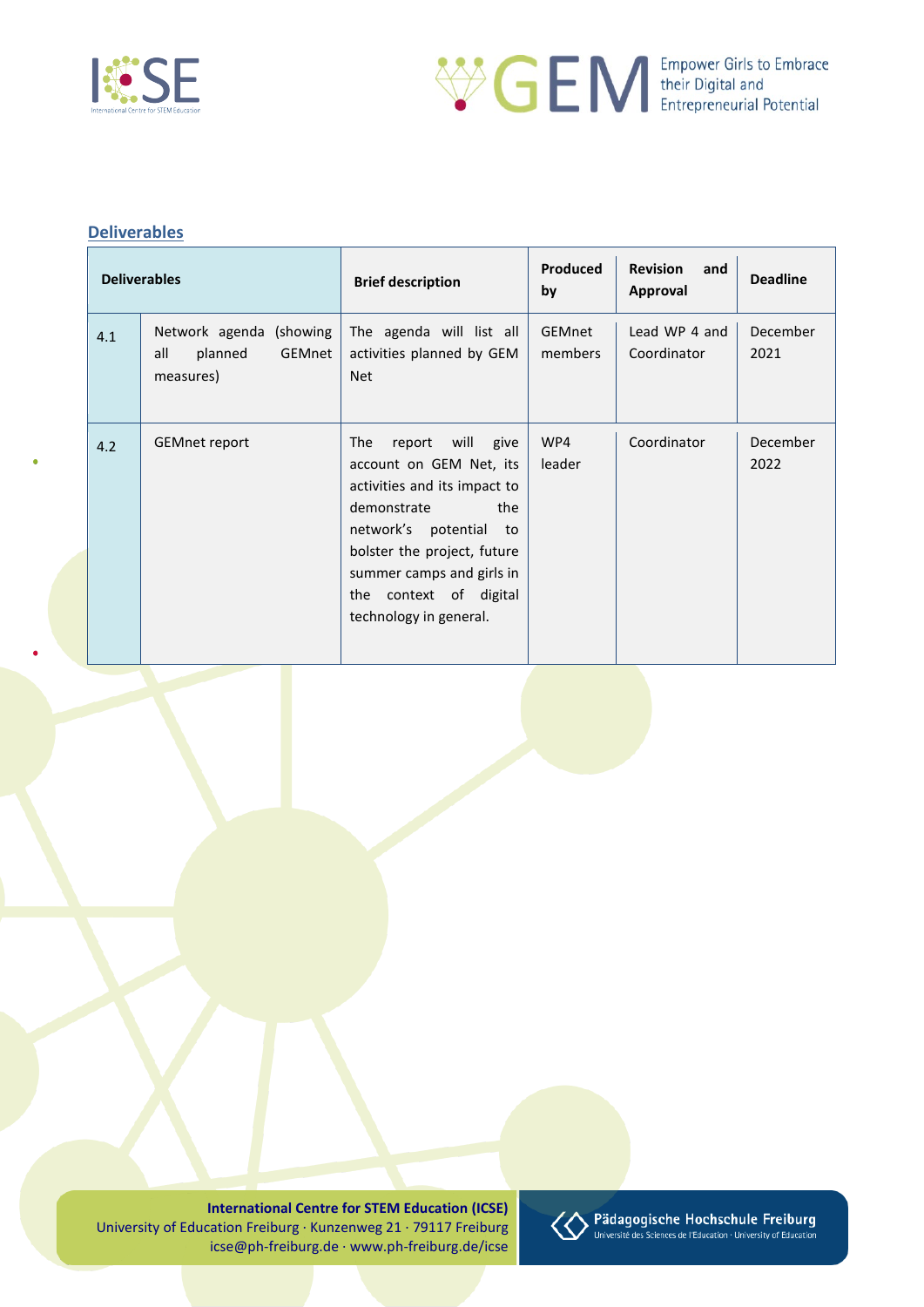## Deliverables

| Deliverables | | Brief description | Produced by | Revision and Approval | Deadline |
|---|---|---|---|---|---|
| 4.1 | Network agenda (showing all planned GEMnet measures) | The agenda will list all activities planned by GEM Net | GEMnet members | Lead WP 4 and Coordinator | December 2021 |
| 4.2 | GEMnet report | The report will give account on GEM Net, its activities and its impact to demonstrate the network's potential to bolster the project, future summer camps and girls in the context of digital technology in general. | WP4 leader | Coordinator | December 2022 |